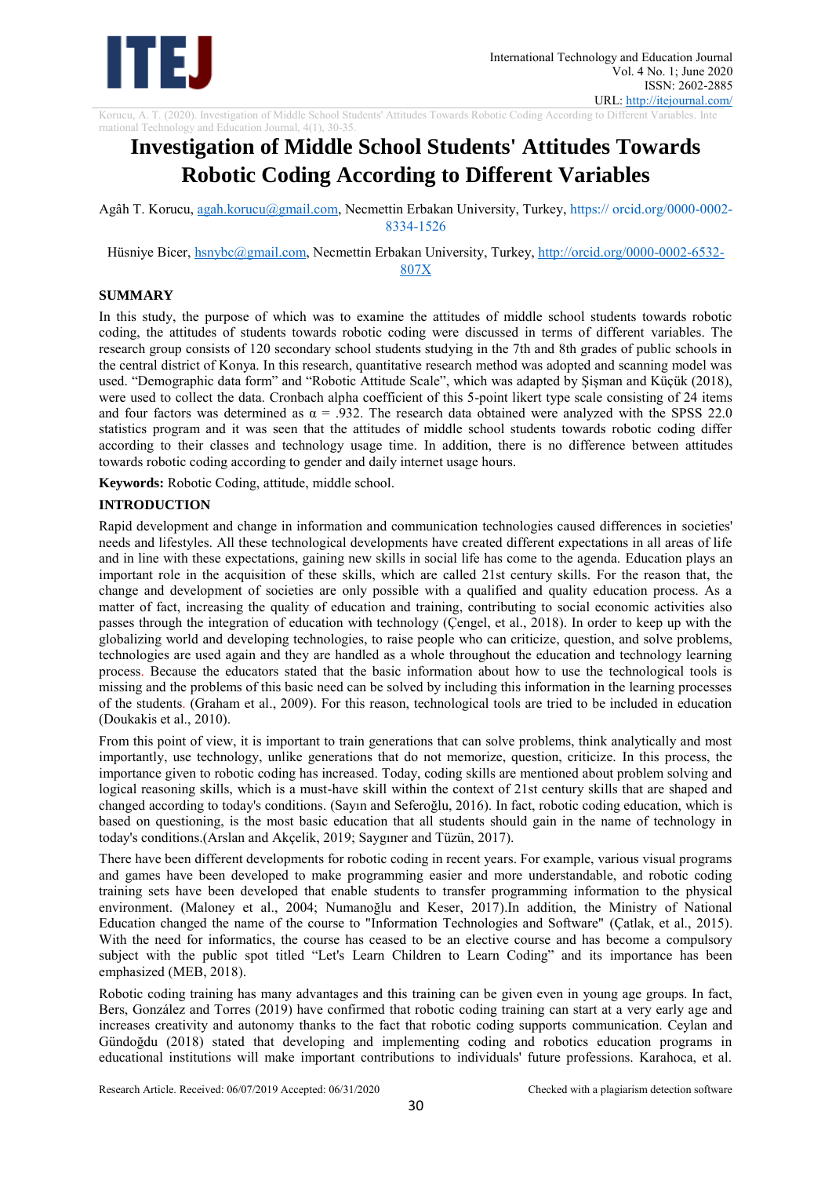# Investigation of Middle School Students' Attitudes Towards Robotic Coding According to Different Variables

Agâh T. Korucu, agah.korucu@gmail.com, Necmettin Erbakan University, Turkey, https:// orcid.org/0000-0002-8334-1526

Hüsniye Bicer, hsnybc@gmail.com, Necmettin Erbakan University, Turkey, http://orcid.org/0000-0002-6532-807X

### SUMMARY

In this study, the purpose of which was to examine the attitudes of middle school students towards robotic coding, the attitudes of students towards robotic coding were discussed in terms of different variables. The research group consists of 120 secondary school students studying in the 7th and 8th grades of public schools in the central district of Konya. In this research, quantitative research method was adopted and scanning model was used. "Demographic data form" and "Robotic Attitude Scale", which was adapted by Şişman and Küçük (2018), were used to collect the data. Cronbach alpha coefficient of this 5-point likert type scale consisting of 24 items and four factors was determined as $\alpha$ = .932. The research data obtained were analyzed with the SPSS 22.0 statistics program and it was seen that the attitudes of middle school students towards robotic coding differ according to their classes and technology usage time. In addition, there is no difference between attitudes towards robotic coding according to gender and daily internet usage hours.

**Keywords:** Robotic Coding, attitude, middle school.

### INTRODUCTION

Rapid development and change in information and communication technologies caused differences in societies' needs and lifestyles. All these technological developments have created different expectations in all areas of life and in line with these expectations, gaining new skills in social life has come to the agenda. Education plays an important role in the acquisition of these skills, which are called 21st century skills. For the reason that, the change and development of societies are only possible with a qualified and quality education process. As a matter of fact, increasing the quality of education and training, contributing to social economic activities also passes through the integration of education with technology (Çengel, et al., 2018). In order to keep up with the globalizing world and developing technologies, to raise people who can criticize, question, and solve problems, technologies are used again and they are handled as a whole throughout the education and technology learning process. Because the educators stated that the basic information about how to use the technological tools is missing and the problems of this basic need can be solved by including this information in the learning processes of the students. (Graham et al., 2009). For this reason, technological tools are tried to be included in education (Doukakis et al., 2010).

From this point of view, it is important to train generations that can solve problems, think analytically and most importantly, use technology, unlike generations that do not memorize, question, criticize. In this process, the importance given to robotic coding has increased. Today, coding skills are mentioned about problem solving and logical reasoning skills, which is a must-have skill within the context of 21st century skills that are shaped and changed according to today's conditions. (Sayın and Seferoğlu, 2016). In fact, robotic coding education, which is based on questioning, is the most basic education that all students should gain in the name of technology in today's conditions.(Arslan and Akçelik, 2019; Saygıner and Tüzün, 2017).

There have been different developments for robotic coding in recent years. For example, various visual programs and games have been developed to make programming easier and more understandable, and robotic coding training sets have been developed that enable students to transfer programming information to the physical environment. (Maloney et al., 2004; Numanoğlu and Keser, 2017).In addition, the Ministry of National Education changed the name of the course to "Information Technologies and Software" (Çatlak, et al., 2015). With the need for informatics, the course has ceased to be an elective course and has become a compulsory subject with the public spot titled "Let's Learn Children to Learn Coding" and its importance has been emphasized (MEB, 2018).

Robotic coding training has many advantages and this training can be given even in young age groups. In fact, Bers, González and Torres (2019) have confirmed that robotic coding training can start at a very early age and increases creativity and autonomy thanks to the fact that robotic coding supports communication. Ceylan and Gündoğdu (2018) stated that developing and implementing coding and robotics education programs in educational institutions will make important contributions to individuals' future professions. Karahoca, et al.

Research Article. Received: 06/07/2019 Accepted: 06/31/2020 Checked with a plagiarism detection software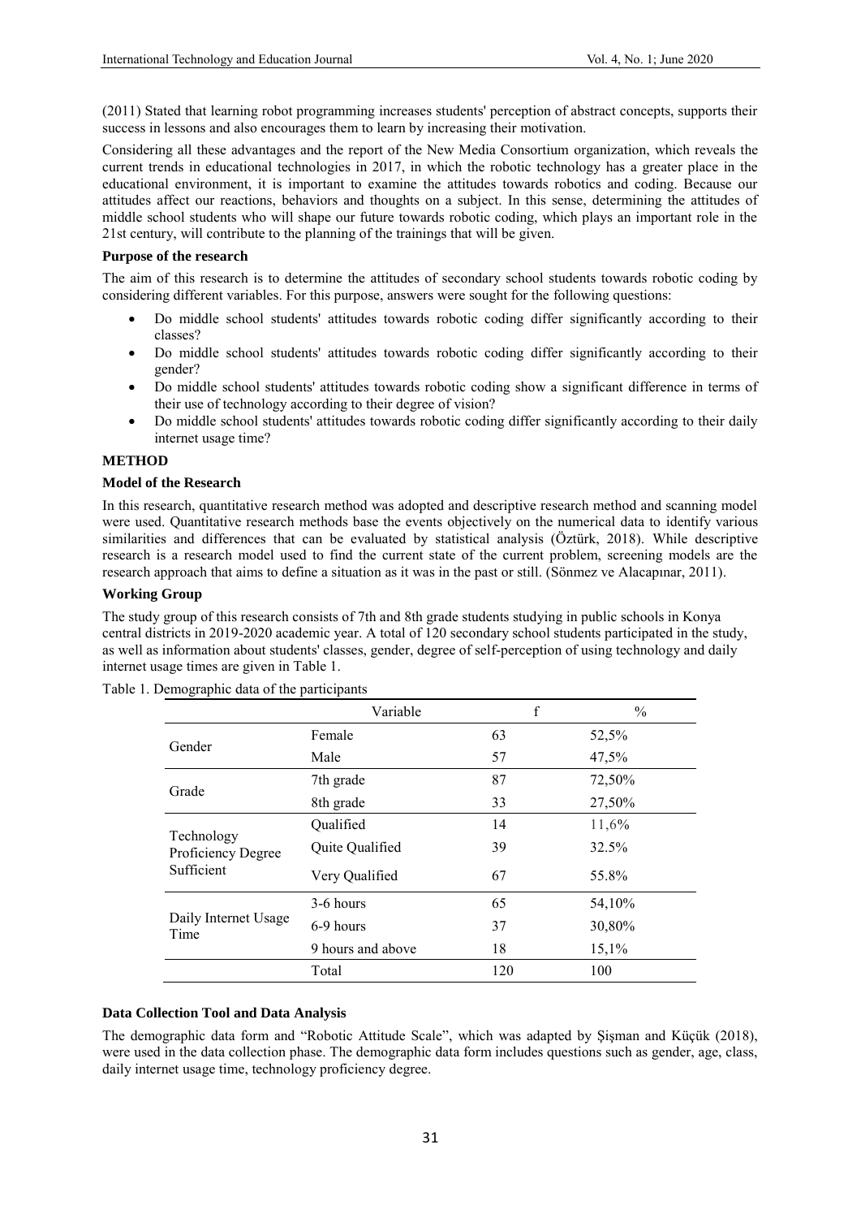(2011) Stated that learning robot programming increases students' perception of abstract concepts, supports their success in lessons and also encourages them to learn by increasing their motivation.

Considering all these advantages and the report of the New Media Consortium organization, which reveals the current trends in educational technologies in 2017, in which the robotic technology has a greater place in the educational environment, it is important to examine the attitudes towards robotics and coding. Because our attitudes affect our reactions, behaviors and thoughts on a subject. In this sense, determining the attitudes of middle school students who will shape our future towards robotic coding, which plays an important role in the 21st century, will contribute to the planning of the trainings that will be given.

**Purpose of the research**

The aim of this research is to determine the attitudes of secondary school students towards robotic coding by considering different variables. For this purpose, answers were sought for the following questions:

- Do middle school students' attitudes towards robotic coding differ significantly according to their classes?
- Do middle school students' attitudes towards robotic coding differ significantly according to their gender?
- Do middle school students' attitudes towards robotic coding show a significant difference in terms of their use of technology according to their degree of vision?
- Do middle school students' attitudes towards robotic coding differ significantly according to their daily internet usage time?

## METHOD

**Model of the Research**

In this research, quantitative research method was adopted and descriptive research method and scanning model were used. Quantitative research methods base the events objectively on the numerical data to identify various similarities and differences that can be evaluated by statistical analysis (Öztürk, 2018). While descriptive research is a research model used to find the current state of the current problem, screening models are the research approach that aims to define a situation as it was in the past or still. (Sönmez ve Alacapınar, 2011).

**Working Group**

The study group of this research consists of 7th and 8th grade students studying in public schools in Konya central districts in 2019-2020 academic year. A total of 120 secondary school students participated in the study, as well as information about students' classes, gender, degree of self-perception of using technology and daily internet usage times are given in Table 1.

Table 1. Demographic data of the participants

| | Variable | f | % |
|---|---|---|---|
| Gender | Female | 63 | 52,5% |
| | Male | 57 | 47,5% |
| Grade | 7th grade | 87 | 72,50% |
| | 8th grade | 33 | 27,50% |
| Technology Proficiency Degree Sufficient | Qualified | 14 | 11,6% |
| | Quite Qualified | 39 | 32.5% |
| | Very Qualified | 67 | 55.8% |
| Daily Internet Usage Time | 3-6 hours | 65 | 54,10% |
| | 6-9 hours | 37 | 30,80% |
| | 9 hours and above | 18 | 15,1% |
| | Total | 120 | 100 |

**Data Collection Tool and Data Analysis**

The demographic data form and "Robotic Attitude Scale", which was adapted by Şişman and Küçük (2018), were used in the data collection phase. The demographic data form includes questions such as gender, age, class, daily internet usage time, technology proficiency degree.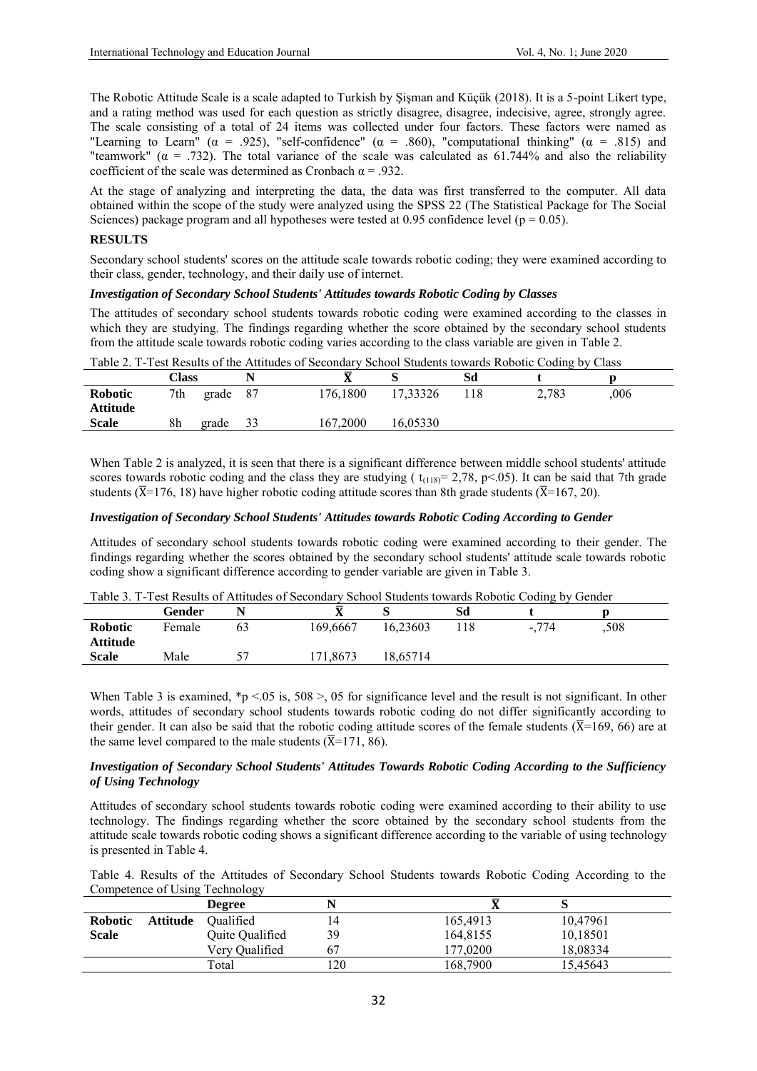The Robotic Attitude Scale is a scale adapted to Turkish by Şişman and Küçük (2018). It is a 5-point Likert type, and a rating method was used for each question as strictly disagree, disagree, indecisive, agree, strongly agree. The scale consisting of a total of 24 items was collected under four factors. These factors were named as "Learning to Learn" (α = .925), "self-confidence" (α = .860), "computational thinking" (α = .815) and "teamwork" (α = .732). The total variance of the scale was calculated as 61.744% and also the reliability coefficient of the scale was determined as Cronbach α = .932.

At the stage of analyzing and interpreting the data, the data was first transferred to the computer. All data obtained within the scope of the study were analyzed using the SPSS 22 (The Statistical Package for The Social Sciences) package program and all hypotheses were tested at 0.95 confidence level (p = 0.05).

## RESULTS

Secondary school students' scores on the attitude scale towards robotic coding; they were examined according to their class, gender, technology, and their daily use of internet.

### *Investigation of Secondary School Students' Attitudes towards Robotic Coding by Classes*

The attitudes of secondary school students towards robotic coding were examined according to the classes in which they are studying. The findings regarding whether the score obtained by the secondary school students from the attitude scale towards robotic coding varies according to the class variable are given in Table 2.

Table 2. T-Test Results of the Attitudes of Secondary School Students towards Robotic Coding by Class

| | Class | N | $\bar{X}$ | S | Sd | t | p |
|---|---|---|---|---|---|---|---|
| **Robotic Attitude Scale** | 7th grade | 87 | 176,1800 | 17,33326 | 118 | 2,783 | ,006 |
| | 8h grade | 33 | 167,2000 | 16,05330 | | | |

When Table 2 is analyzed, it is seen that there is a significant difference between middle school students' attitude scores towards robotic coding and the class they are studying ( $t_{(118)}$= 2,78, p<.05). It can be said that 7th grade students ($\bar{X}$=176, 18) have higher robotic coding attitude scores than 8th grade students ($\bar{X}$=167, 20).

### *Investigation of Secondary School Students' Attitudes towards Robotic Coding According to Gender*

Attitudes of secondary school students towards robotic coding were examined according to their gender. The findings regarding whether the scores obtained by the secondary school students' attitude scale towards robotic coding show a significant difference according to gender variable are given in Table 3.

Table 3. T-Test Results of Attitudes of Secondary School Students towards Robotic Coding by Gender

| | Gender | N | $\bar{X}$ | S | Sd | t | p |
|---|---|---|---|---|---|---|---|
| **Robotic Attitude Scale** | Female | 63 | 169,6667 | 16,23603 | 118 | -,774 | ,508 |
| | Male | 57 | 171,8673 | 18,65714 | | | |

When Table 3 is examined, *p <.05 is, 508 >, 05 for significance level and the result is not significant. In other words, attitudes of secondary school students towards robotic coding do not differ significantly according to their gender. It can also be said that the robotic coding attitude scores of the female students ($\bar{X}$=169, 66) are at the same level compared to the male students ($\bar{X}$=171, 86).

### *Investigation of Secondary School Students' Attitudes Towards Robotic Coding According to the Sufficiency of Using Technology*

Attitudes of secondary school students towards robotic coding were examined according to their ability to use technology. The findings regarding whether the score obtained by the secondary school students from the attitude scale towards robotic coding shows a significant difference according to the variable of using technology is presented in Table 4.

Table 4. Results of the Attitudes of Secondary School Students towards Robotic Coding According to the Competence of Using Technology

| | Degree | N | $\bar{X}$ | S |
|---|---|---|---|---|
| **Robotic Attitude Scale** | Qualified | 14 | 165,4913 | 10,47961 |
| | Quite Qualified | 39 | 164,8155 | 10,18501 |
| | Very Qualified | 67 | 177,0200 | 18,08334 |
| | Total | 120 | 168,7900 | 15,45643 |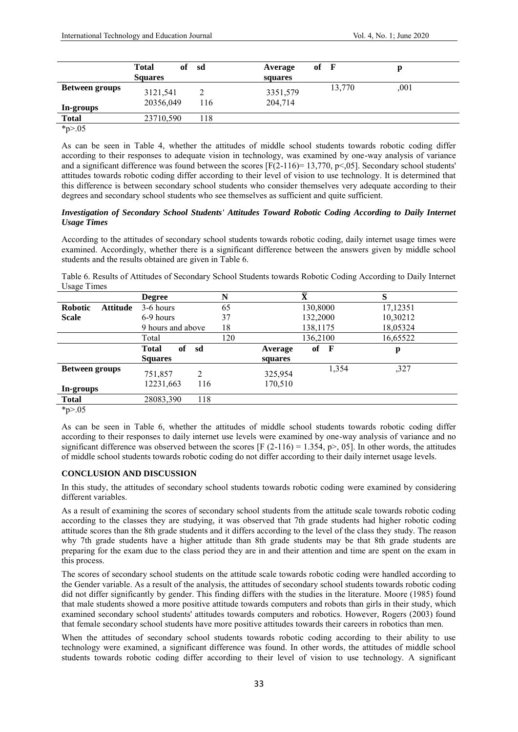| | Total of Squares | sd | Average of squares | F | p |
|---|---|---|---|---|---|
| **Between groups** | 3121,541 | 2 | 3351,579 | 13,770 | ,001 |
| **In-groups** | 20356,049 | 116 | 204,714 | | |
| **Total** | 23710,590 | 118 | | | |

*p>.05

As can be seen in Table 4, whether the attitudes of middle school students towards robotic coding differ according to their responses to adequate vision in technology, was examined by one-way analysis of variance and a significant difference was found between the scores [F(2-116)= 13,770, p<,05]. Secondary school students' attitudes towards robotic coding differ according to their level of vision to use technology. It is determined that this difference is between secondary school students who consider themselves very adequate according to their degrees and secondary school students who see themselves as sufficient and quite sufficient.

### *Investigation of Secondary School Students' Attitudes Toward Robotic Coding According to Daily Internet Usage Times*

According to the attitudes of secondary school students towards robotic coding, daily internet usage times were examined. Accordingly, whether there is a significant difference between the answers given by middle school students and the results obtained are given in Table 6.

Table 6. Results of Attitudes of Secondary School Students towards Robotic Coding According to Daily Internet Usage Times

| | Degree | N | $\bar{X}$ | S |
|---|---|---|---|---|
| **Robotic Attitude Scale** | 3-6 hours | 65 | 130,8000 | 17,12351 |
| | 6-9 hours | 37 | 132,2000 | 10,30212 |
| | 9 hours and above | 18 | 138,1175 | 18,05324 |
| | Total | 120 | 136,2100 | 16,65522 |

| | Total of Squares | sd | Average of squares | F | p |
|---|---|---|---|---|---|
| **Between groups** | 751,857 | 2 | 325,954 | 1,354 | ,327 |
| **In-groups** | 12231,663 | 116 | 170,510 | | |
| **Total** | 28083,390 | 118 | | | |

*p>.05

As can be seen in Table 6, whether the attitudes of middle school students towards robotic coding differ according to their responses to daily internet use levels were examined by one-way analysis of variance and no significant difference was observed between the scores [F (2-116) = 1.354, p>, 05]. In other words, the attitudes of middle school students towards robotic coding do not differ according to their daily internet usage levels.

## CONCLUSION AND DISCUSSION

In this study, the attitudes of secondary school students towards robotic coding were examined by considering different variables.

As a result of examining the scores of secondary school students from the attitude scale towards robotic coding according to the classes they are studying, it was observed that 7th grade students had higher robotic coding attitude scores than the 8th grade students and it differs according to the level of the class they study. The reason why 7th grade students have a higher attitude than 8th grade students may be that 8th grade students are preparing for the exam due to the class period they are in and their attention and time are spent on the exam in this process.

The scores of secondary school students on the attitude scale towards robotic coding were handled according to the Gender variable. As a result of the analysis, the attitudes of secondary school students towards robotic coding did not differ significantly by gender. This finding differs with the studies in the literature. Moore (1985) found that male students showed a more positive attitude towards computers and robots than girls in their study, which examined secondary school students' attitudes towards computers and robotics. However, Rogers (2003) found that female secondary school students have more positive attitudes towards their careers in robotics than men.

When the attitudes of secondary school students towards robotic coding according to their ability to use technology were examined, a significant difference was found. In other words, the attitudes of middle school students towards robotic coding differ according to their level of vision to use technology. A significant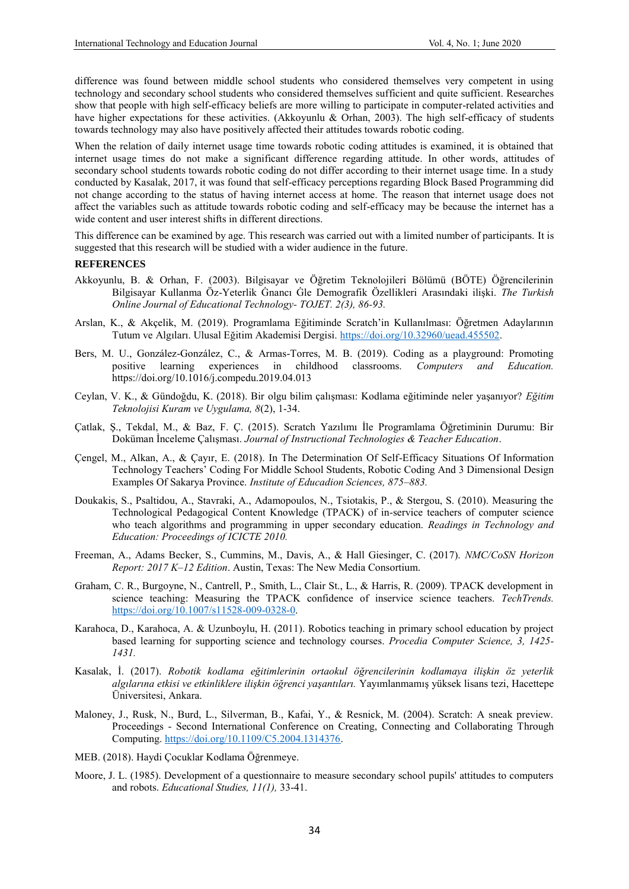difference was found between middle school students who considered themselves very competent in using technology and secondary school students who considered themselves sufficient and quite sufficient. Researches show that people with high self-efficacy beliefs are more willing to participate in computer-related activities and have higher expectations for these activities. (Akkoyunlu & Orhan, 2003). The high self-efficacy of students towards technology may also have positively affected their attitudes towards robotic coding.

When the relation of daily internet usage time towards robotic coding attitudes is examined, it is obtained that internet usage times do not make a significant difference regarding attitude. In other words, attitudes of secondary school students towards robotic coding do not differ according to their internet usage time. In a study conducted by Kasalak, 2017, it was found that self-efficacy perceptions regarding Block Based Programming did not change according to the status of having internet access at home. The reason that internet usage does not affect the variables such as attitude towards robotic coding and self-efficacy may be because the internet has a wide content and user interest shifts in different directions.

This difference can be examined by age. This research was carried out with a limited number of participants. It is suggested that this research will be studied with a wider audience in the future.

**REFERENCES**

Akkoyunlu, B. & Orhan, F. (2003). Bilgisayar ve Öğretim Teknolojileri Bölümü (BÖTE) Öğrencilerinin Bilgisayar Kullanma Öz-Yeterlik Ġnancı Ġle Demografik Özellikleri Arasındaki ilişki. *The Turkish Online Journal of Educational Technology- TOJET. 2(3), 86-93.*

Arslan, K., & Akçelik, M. (2019). Programlama Eğitiminde Scratch'in Kullanılması: Öğretmen Adaylarının Tutum ve Algıları. Ulusal Eğitim Akademisi Dergisi. https://doi.org/10.32960/uead.455502.

Bers, M. U., González-González, C., & Armas-Torres, M. B. (2019). Coding as a playground: Promoting positive learning experiences in childhood classrooms. *Computers and Education.* https://doi.org/10.1016/j.compedu.2019.04.013

Ceylan, V. K., & Gündoğdu, K. (2018). Bir olgu bilim çalışması: Kodlama eğitiminde neler yaşanıyor? *Eğitim Teknolojisi Kuram ve Uygulama, 8*(2), 1-34.

Çatlak, Ş., Tekdal, M., & Baz, F. Ç. (2015). Scratch Yazılımı İle Programlama Öğretiminin Durumu: Bir Doküman İnceleme Çalışması. *Journal of Instructional Technologies & Teacher Education*.

Çengel, M., Alkan, A., & Çayır, E. (2018). In The Determination Of Self-Efficacy Situations Of Information Technology Teachers' Coding For Middle School Students, Robotic Coding And 3 Dimensional Design Examples Of Sakarya Province. *Institute of Educadion Sciences, 875–883.*

Doukakis, S., Psaltidou, A., Stavraki, A., Adamopoulos, N., Tsiotakis, P., & Stergou, S. (2010). Measuring the Technological Pedagogical Content Knowledge (TPACK) of in-service teachers of computer science who teach algorithms and programming in upper secondary education. *Readings in Technology and Education: Proceedings of ICICTE 2010.*

Freeman, A., Adams Becker, S., Cummins, M., Davis, A., & Hall Giesinger, C. (2017). *NMC/CoSN Horizon Report: 2017 K–12 Edition*. Austin, Texas: The New Media Consortium.

Graham, C. R., Burgoyne, N., Cantrell, P., Smith, L., Clair St., L., & Harris, R. (2009). TPACK development in science teaching: Measuring the TPACK confidence of inservice science teachers. *TechTrends.* https://doi.org/10.1007/s11528-009-0328-0.

Karahoca, D., Karahoca, A. & Uzunboylu, H. (2011). Robotics teaching in primary school education by project based learning for supporting science and technology courses. *Procedia Computer Science, 3, 1425-1431.*

Kasalak, İ. (2017). *Robotik kodlama eğitimlerinin ortaokul öğrencilerinin kodlamaya ilişkin öz yeterlik algılarına etkisi ve etkinliklere ilişkin öğrenci yaşantıları.* Yayımlanmamış yüksek lisans tezi, Hacettepe Üniversitesi, Ankara.

Maloney, J., Rusk, N., Burd, L., Silverman, B., Kafai, Y., & Resnick, M. (2004). Scratch: A sneak preview. Proceedings - Second International Conference on Creating, Connecting and Collaborating Through Computing. https://doi.org/10.1109/C5.2004.1314376.

MEB. (2018). Haydi Çocuklar Kodlama Öğrenmeye.

Moore, J. L. (1985). Development of a questionnaire to measure secondary school pupils' attitudes to computers and robots. *Educational Studies, 11(1),* 33-41.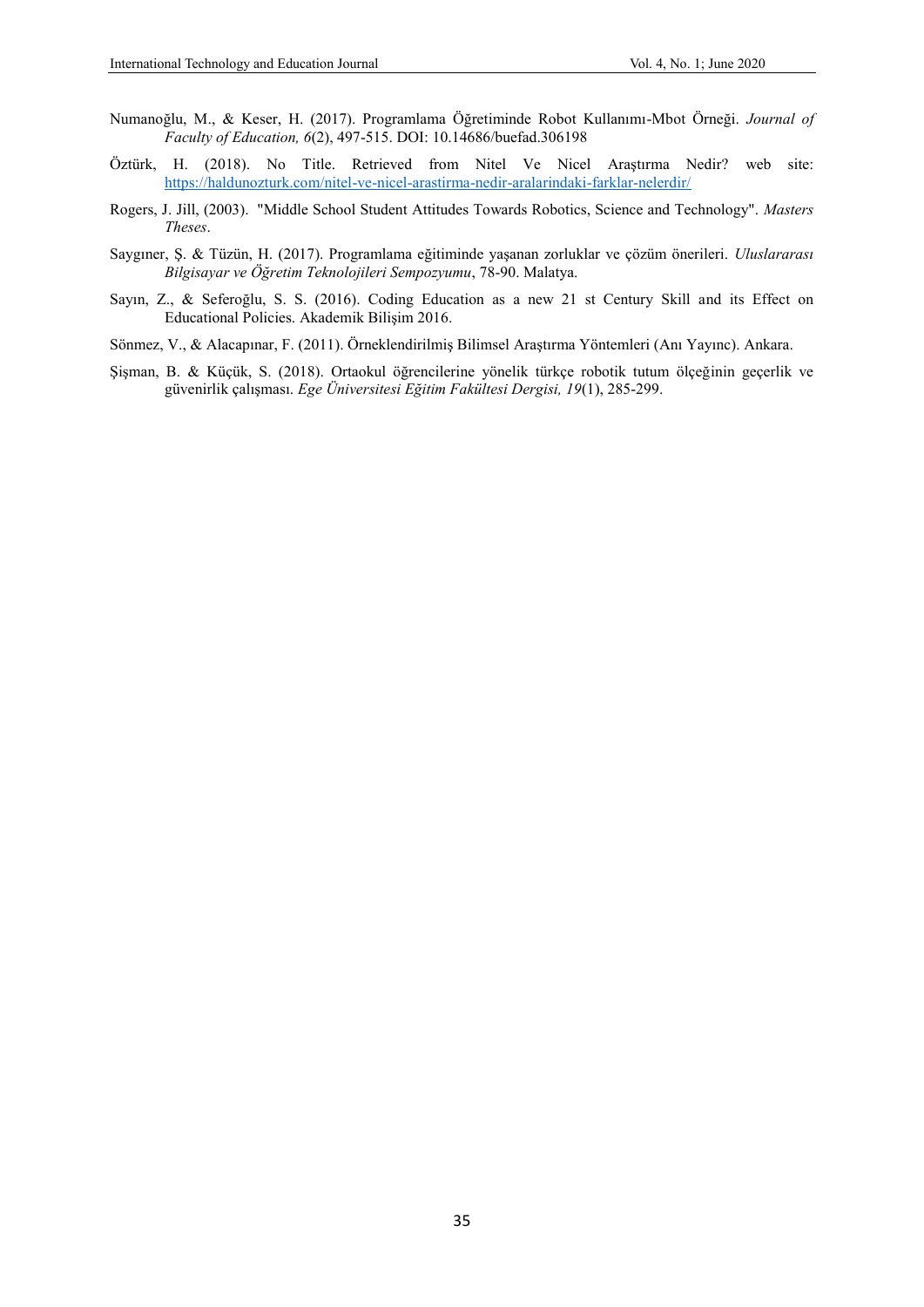Numanoğlu, M., & Keser, H. (2017). Programlama Öğretiminde Robot Kullanımı-Mbot Örneği. *Journal of Faculty of Education, 6*(2), 497-515. DOI: 10.14686/buefad.306198

Öztürk, H. (2018). No Title. Retrieved from Nitel Ve Nicel Araştırma Nedir? web site: https://haldunozturk.com/nitel-ve-nicel-arastirma-nedir-aralarindaki-farklar-nelerdir/

Rogers, J. Jill, (2003). "Middle School Student Attitudes Towards Robotics, Science and Technology". *Masters Theses*.

Saygıner, Ş. & Tüzün, H. (2017). Programlama eğitiminde yaşanan zorluklar ve çözüm önerileri. *Uluslararası Bilgisayar ve Öğretim Teknolojileri Sempozyumu*, 78-90. Malatya.

Sayın, Z., & Seferoğlu, S. S. (2016). Coding Education as a new 21 st Century Skill and its Effect on Educational Policies. Akademik Bilişim 2016.

Sönmez, V., & Alacapınar, F. (2011). Örneklendirilmiş Bilimsel Araştırma Yöntemleri (Anı Yayınc). Ankara.

Şişman, B. & Küçük, S. (2018). Ortaokul öğrencilerine yönelik türkçe robotik tutum ölçeğinin geçerlik ve güvenirlik çalışması. *Ege Üniversitesi Eğitim Fakültesi Dergisi, 19*(1), 285-299.